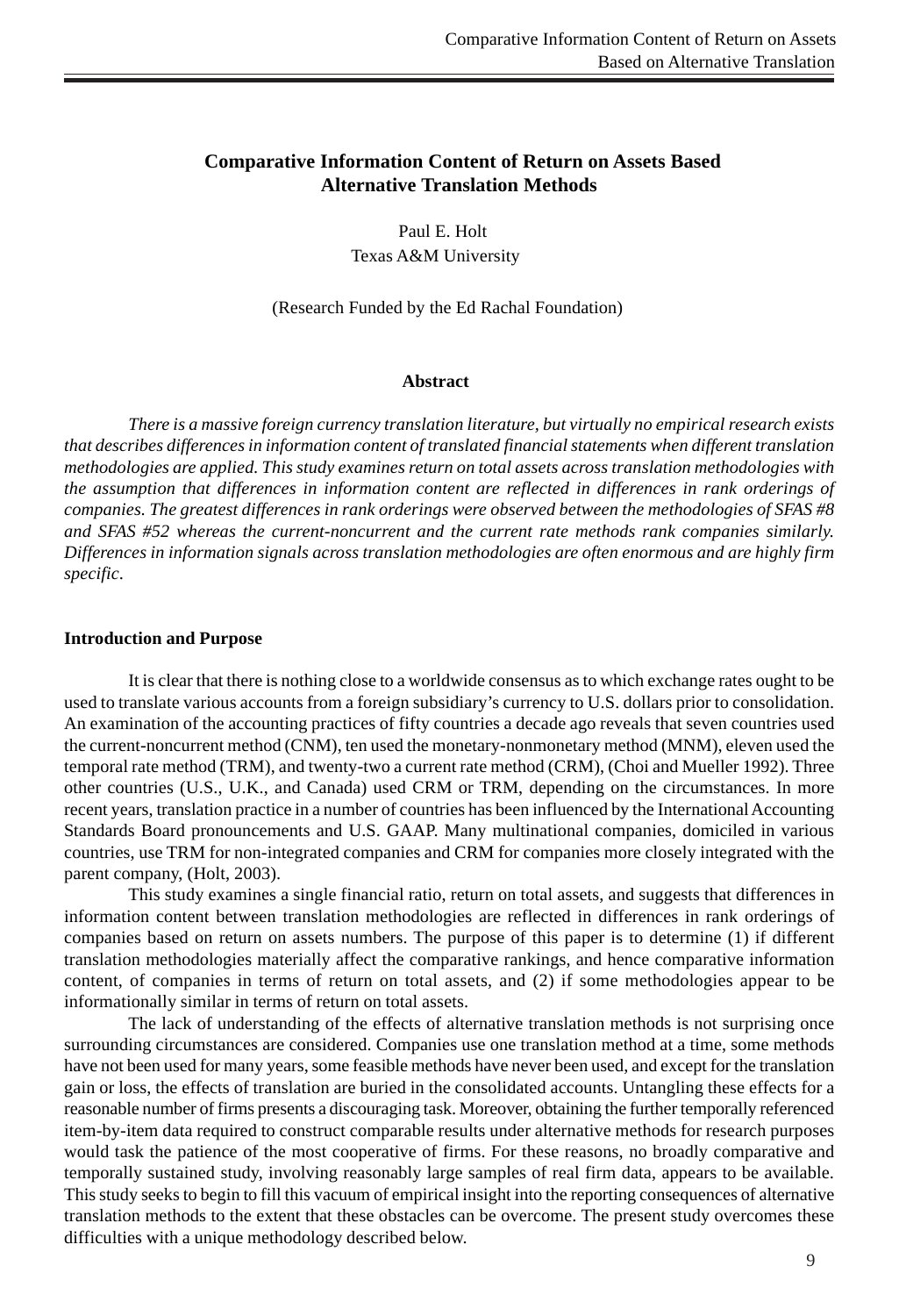# Comparative Information Content of Return on Assets Based Alternative Translation Methods

Paul E. Holt
Texas A&M University

(Research Funded by the Ed Rachal Foundation)

## Abstract

*There is a massive foreign currency translation literature, but virtually no empirical research exists that describes differences in information content of translated financial statements when different translation methodologies are applied. This study examines return on total assets across translation methodologies with the assumption that differences in information content are reflected in differences in rank orderings of companies. The greatest differences in rank orderings were observed between the methodologies of SFAS #8 and SFAS #52 whereas the current-noncurrent and the current rate methods rank companies similarly. Differences in information signals across translation methodologies are often enormous and are highly firm specific.*

## Introduction and Purpose

It is clear that there is nothing close to a worldwide consensus as to which exchange rates ought to be used to translate various accounts from a foreign subsidiary's currency to U.S. dollars prior to consolidation. An examination of the accounting practices of fifty countries a decade ago reveals that seven countries used the current-noncurrent method (CNM), ten used the monetary-nonmonetary method (MNM), eleven used the temporal rate method (TRM), and twenty-two a current rate method (CRM), (Choi and Mueller 1992). Three other countries (U.S., U.K., and Canada) used CRM or TRM, depending on the circumstances. In more recent years, translation practice in a number of countries has been influenced by the International Accounting Standards Board pronouncements and U.S. GAAP. Many multinational companies, domiciled in various countries, use TRM for non-integrated companies and CRM for companies more closely integrated with the parent company, (Holt, 2003).

This study examines a single financial ratio, return on total assets, and suggests that differences in information content between translation methodologies are reflected in differences in rank orderings of companies based on return on assets numbers. The purpose of this paper is to determine (1) if different translation methodologies materially affect the comparative rankings, and hence comparative information content, of companies in terms of return on total assets, and (2) if some methodologies appear to be informationally similar in terms of return on total assets.

The lack of understanding of the effects of alternative translation methods is not surprising once surrounding circumstances are considered. Companies use one translation method at a time, some methods have not been used for many years, some feasible methods have never been used, and except for the translation gain or loss, the effects of translation are buried in the consolidated accounts. Untangling these effects for a reasonable number of firms presents a discouraging task. Moreover, obtaining the further temporally referenced item-by-item data required to construct comparable results under alternative methods for research purposes would task the patience of the most cooperative of firms. For these reasons, no broadly comparative and temporally sustained study, involving reasonably large samples of real firm data, appears to be available. This study seeks to begin to fill this vacuum of empirical insight into the reporting consequences of alternative translation methods to the extent that these obstacles can be overcome. The present study overcomes these difficulties with a unique methodology described below.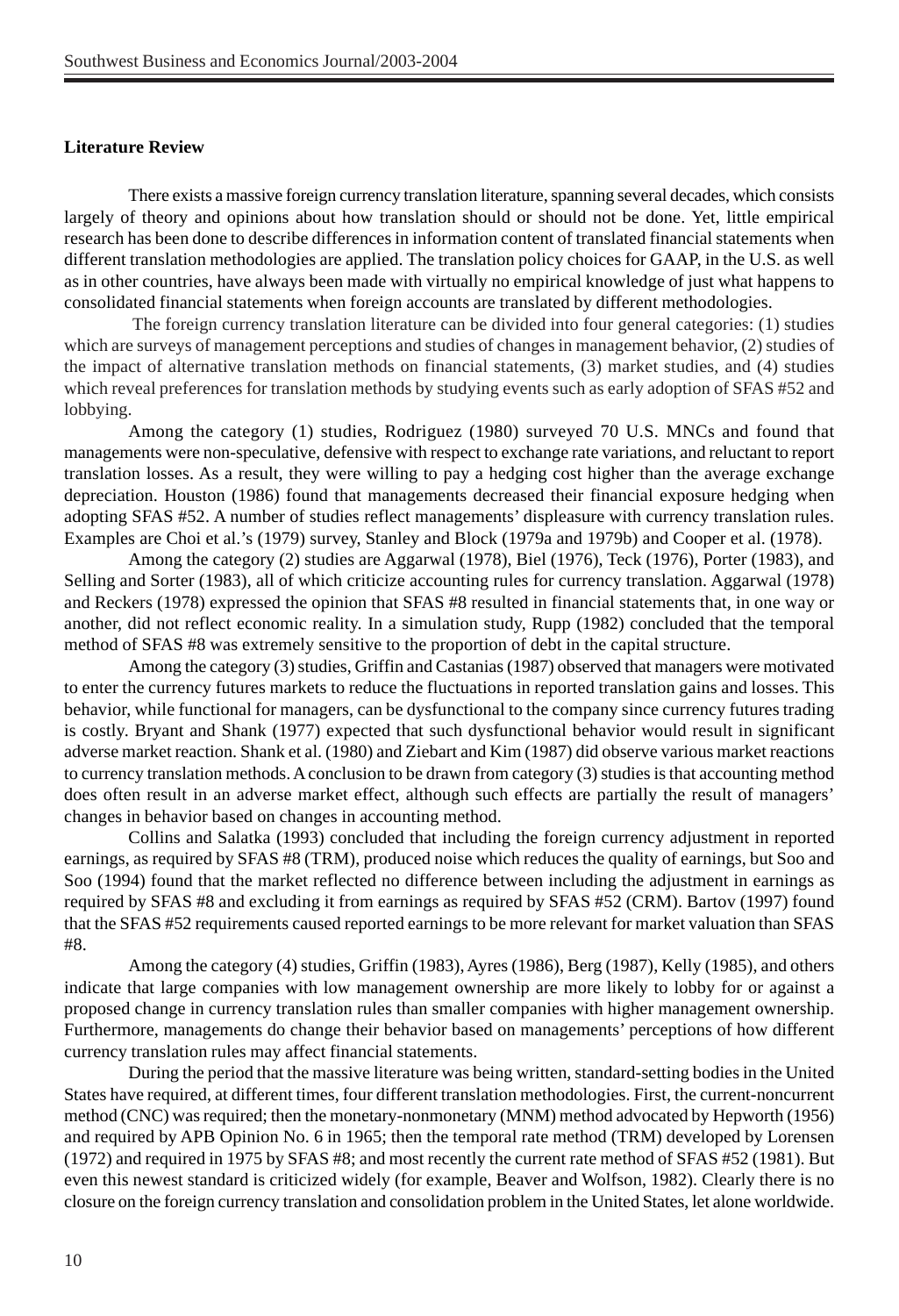**Literature Review**

There exists a massive foreign currency translation literature, spanning several decades, which consists largely of theory and opinions about how translation should or should not be done. Yet, little empirical research has been done to describe differences in information content of translated financial statements when different translation methodologies are applied. The translation policy choices for GAAP, in the U.S. as well as in other countries, have always been made with virtually no empirical knowledge of just what happens to consolidated financial statements when foreign accounts are translated by different methodologies.

The foreign currency translation literature can be divided into four general categories: (1) studies which are surveys of management perceptions and studies of changes in management behavior, (2) studies of the impact of alternative translation methods on financial statements, (3) market studies, and (4) studies which reveal preferences for translation methods by studying events such as early adoption of SFAS #52 and lobbying.

Among the category (1) studies, Rodriguez (1980) surveyed 70 U.S. MNCs and found that managements were non-speculative, defensive with respect to exchange rate variations, and reluctant to report translation losses. As a result, they were willing to pay a hedging cost higher than the average exchange depreciation. Houston (1986) found that managements decreased their financial exposure hedging when adopting SFAS #52. A number of studies reflect managements' displeasure with currency translation rules. Examples are Choi et al.'s (1979) survey, Stanley and Block (1979a and 1979b) and Cooper et al. (1978).

Among the category (2) studies are Aggarwal (1978), Biel (1976), Teck (1976), Porter (1983), and Selling and Sorter (1983), all of which criticize accounting rules for currency translation. Aggarwal (1978) and Reckers (1978) expressed the opinion that SFAS #8 resulted in financial statements that, in one way or another, did not reflect economic reality. In a simulation study, Rupp (1982) concluded that the temporal method of SFAS #8 was extremely sensitive to the proportion of debt in the capital structure.

Among the category (3) studies, Griffin and Castanias (1987) observed that managers were motivated to enter the currency futures markets to reduce the fluctuations in reported translation gains and losses. This behavior, while functional for managers, can be dysfunctional to the company since currency futures trading is costly. Bryant and Shank (1977) expected that such dysfunctional behavior would result in significant adverse market reaction. Shank et al. (1980) and Ziebart and Kim (1987) did observe various market reactions to currency translation methods. A conclusion to be drawn from category (3) studies is that accounting method does often result in an adverse market effect, although such effects are partially the result of managers' changes in behavior based on changes in accounting method.

Collins and Salatka (1993) concluded that including the foreign currency adjustment in reported earnings, as required by SFAS #8 (TRM), produced noise which reduces the quality of earnings, but Soo and Soo (1994) found that the market reflected no difference between including the adjustment in earnings as required by SFAS #8 and excluding it from earnings as required by SFAS #52 (CRM). Bartov (1997) found that the SFAS #52 requirements caused reported earnings to be more relevant for market valuation than SFAS #8.

Among the category (4) studies, Griffin (1983), Ayres (1986), Berg (1987), Kelly (1985), and others indicate that large companies with low management ownership are more likely to lobby for or against a proposed change in currency translation rules than smaller companies with higher management ownership. Furthermore, managements do change their behavior based on managements' perceptions of how different currency translation rules may affect financial statements.

During the period that the massive literature was being written, standard-setting bodies in the United States have required, at different times, four different translation methodologies. First, the current-noncurrent method (CNC) was required; then the monetary-nonmonetary (MNM) method advocated by Hepworth (1956) and required by APB Opinion No. 6 in 1965; then the temporal rate method (TRM) developed by Lorensen (1972) and required in 1975 by SFAS #8; and most recently the current rate method of SFAS #52 (1981). But even this newest standard is criticized widely (for example, Beaver and Wolfson, 1982). Clearly there is no closure on the foreign currency translation and consolidation problem in the United States, let alone worldwide.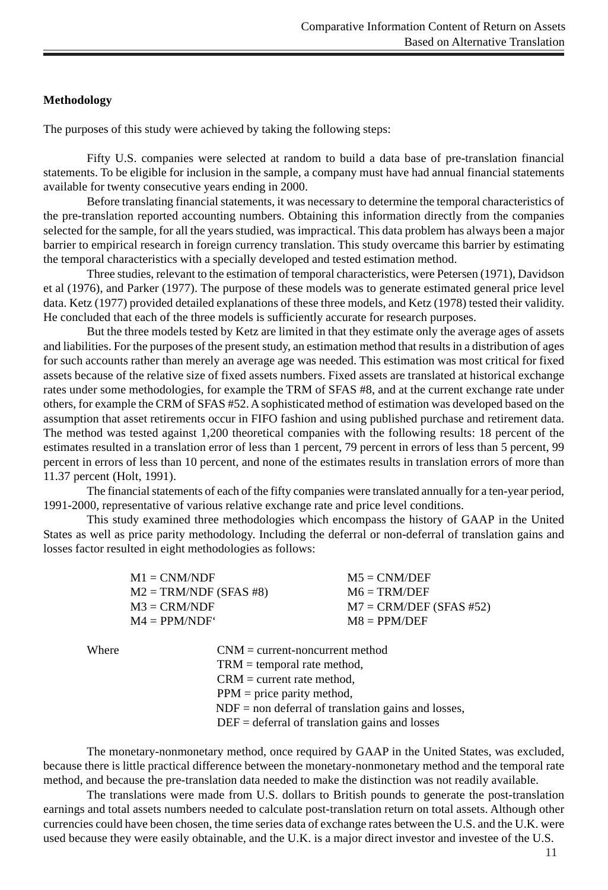**Methodology**

The purposes of this study were achieved by taking the following steps:

Fifty U.S. companies were selected at random to build a data base of pre-translation financial statements. To be eligible for inclusion in the sample, a company must have had annual financial statements available for twenty consecutive years ending in 2000.

Before translating financial statements, it was necessary to determine the temporal characteristics of the pre-translation reported accounting numbers. Obtaining this information directly from the companies selected for the sample, for all the years studied, was impractical. This data problem has always been a major barrier to empirical research in foreign currency translation. This study overcame this barrier by estimating the temporal characteristics with a specially developed and tested estimation method.

Three studies, relevant to the estimation of temporal characteristics, were Petersen (1971), Davidson et al (1976), and Parker (1977). The purpose of these models was to generate estimated general price level data. Ketz (1977) provided detailed explanations of these three models, and Ketz (1978) tested their validity. He concluded that each of the three models is sufficiently accurate for research purposes.

But the three models tested by Ketz are limited in that they estimate only the average ages of assets and liabilities. For the purposes of the present study, an estimation method that results in a distribution of ages for such accounts rather than merely an average age was needed. This estimation was most critical for fixed assets because of the relative size of fixed assets numbers. Fixed assets are translated at historical exchange rates under some methodologies, for example the TRM of SFAS #8, and at the current exchange rate under others, for example the CRM of SFAS #52. A sophisticated method of estimation was developed based on the assumption that asset retirements occur in FIFO fashion and using published purchase and retirement data. The method was tested against 1,200 theoretical companies with the following results: 18 percent of the estimates resulted in a translation error of less than 1 percent, 79 percent in errors of less than 5 percent, 99 percent in errors of less than 10 percent, and none of the estimates results in translation errors of more than 11.37 percent (Holt, 1991).

The financial statements of each of the fifty companies were translated annually for a ten-year period, 1991-2000, representative of various relative exchange rate and price level conditions.

This study examined three methodologies which encompass the history of GAAP in the United States as well as price parity methodology. Including the deferral or non-deferral of translation gains and losses factor resulted in eight methodologies as follows:

M1 = CNM/NDF
M2 = TRM/NDF (SFAS #8)
M3 = CRM/NDF
M4 = PPM/NDF'
M5 = CNM/DEF
M6 = TRM/DEF
M7 = CRM/DEF (SFAS #52)
M8 = PPM/DEF

Where
CNM = current-noncurrent method
TRM = temporal rate method,
CRM = current rate method,
PPM = price parity method,
NDF = non deferral of translation gains and losses,
DEF = deferral of translation gains and losses

The monetary-nonmonetary method, once required by GAAP in the United States, was excluded, because there is little practical difference between the monetary-nonmonetary method and the temporal rate method, and because the pre-translation data needed to make the distinction was not readily available.

The translations were made from U.S. dollars to British pounds to generate the post-translation earnings and total assets numbers needed to calculate post-translation return on total assets. Although other currencies could have been chosen, the time series data of exchange rates between the U.S. and the U.K. were used because they were easily obtainable, and the U.K. is a major direct investor and investee of the U.S.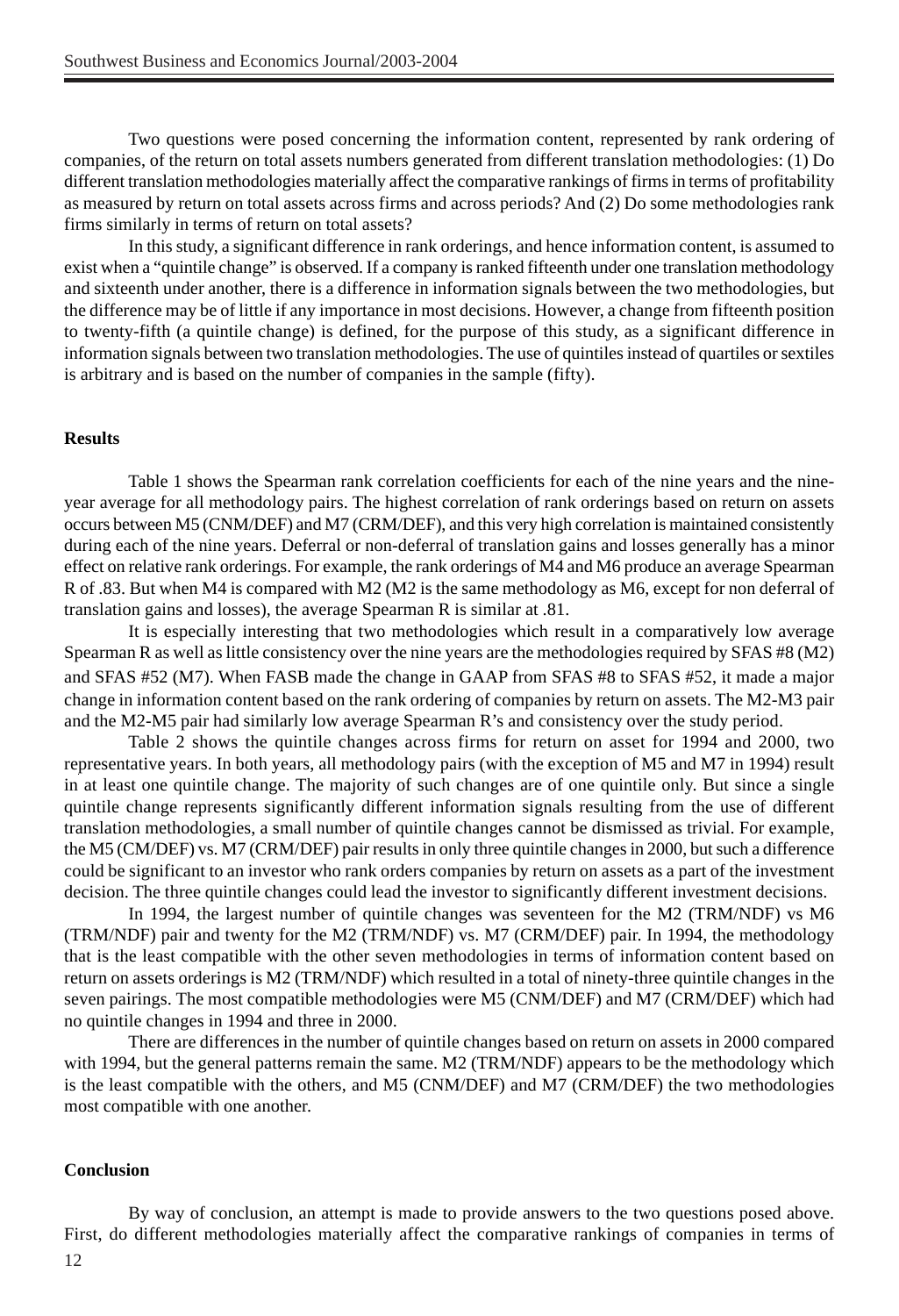Two questions were posed concerning the information content, represented by rank ordering of companies, of the return on total assets numbers generated from different translation methodologies: (1) Do different translation methodologies materially affect the comparative rankings of firms in terms of profitability as measured by return on total assets across firms and across periods? And (2) Do some methodologies rank firms similarly in terms of return on total assets?

In this study, a significant difference in rank orderings, and hence information content, is assumed to exist when a "quintile change" is observed. If a company is ranked fifteenth under one translation methodology and sixteenth under another, there is a difference in information signals between the two methodologies, but the difference may be of little if any importance in most decisions. However, a change from fifteenth position to twenty-fifth (a quintile change) is defined, for the purpose of this study, as a significant difference in information signals between two translation methodologies. The use of quintiles instead of quartiles or sextiles is arbitrary and is based on the number of companies in the sample (fifty).

**Results**

Table 1 shows the Spearman rank correlation coefficients for each of the nine years and the nine-year average for all methodology pairs. The highest correlation of rank orderings based on return on assets occurs between M5 (CNM/DEF) and M7 (CRM/DEF), and this very high correlation is maintained consistently during each of the nine years. Deferral or non-deferral of translation gains and losses generally has a minor effect on relative rank orderings. For example, the rank orderings of M4 and M6 produce an average Spearman R of .83. But when M4 is compared with M2 (M2 is the same methodology as M6, except for non deferral of translation gains and losses), the average Spearman R is similar at .81.

It is especially interesting that two methodologies which result in a comparatively low average Spearman R as well as little consistency over the nine years are the methodologies required by SFAS #8 (M2) and SFAS #52 (M7). When FASB made the change in GAAP from SFAS #8 to SFAS #52, it made a major change in information content based on the rank ordering of companies by return on assets. The M2-M3 pair and the M2-M5 pair had similarly low average Spearman R's and consistency over the study period.

Table 2 shows the quintile changes across firms for return on asset for 1994 and 2000, two representative years. In both years, all methodology pairs (with the exception of M5 and M7 in 1994) result in at least one quintile change. The majority of such changes are of one quintile only. But since a single quintile change represents significantly different information signals resulting from the use of different translation methodologies, a small number of quintile changes cannot be dismissed as trivial. For example, the M5 (CM/DEF) vs. M7 (CRM/DEF) pair results in only three quintile changes in 2000, but such a difference could be significant to an investor who rank orders companies by return on assets as a part of the investment decision. The three quintile changes could lead the investor to significantly different investment decisions.

In 1994, the largest number of quintile changes was seventeen for the M2 (TRM/NDF) vs M6 (TRM/NDF) pair and twenty for the M2 (TRM/NDF) vs. M7 (CRM/DEF) pair. In 1994, the methodology that is the least compatible with the other seven methodologies in terms of information content based on return on assets orderings is M2 (TRM/NDF) which resulted in a total of ninety-three quintile changes in the seven pairings. The most compatible methodologies were M5 (CNM/DEF) and M7 (CRM/DEF) which had no quintile changes in 1994 and three in 2000.

There are differences in the number of quintile changes based on return on assets in 2000 compared with 1994, but the general patterns remain the same. M2 (TRM/NDF) appears to be the methodology which is the least compatible with the others, and M5 (CNM/DEF) and M7 (CRM/DEF) the two methodologies most compatible with one another.

**Conclusion**

By way of conclusion, an attempt is made to provide answers to the two questions posed above. First, do different methodologies materially affect the comparative rankings of companies in terms of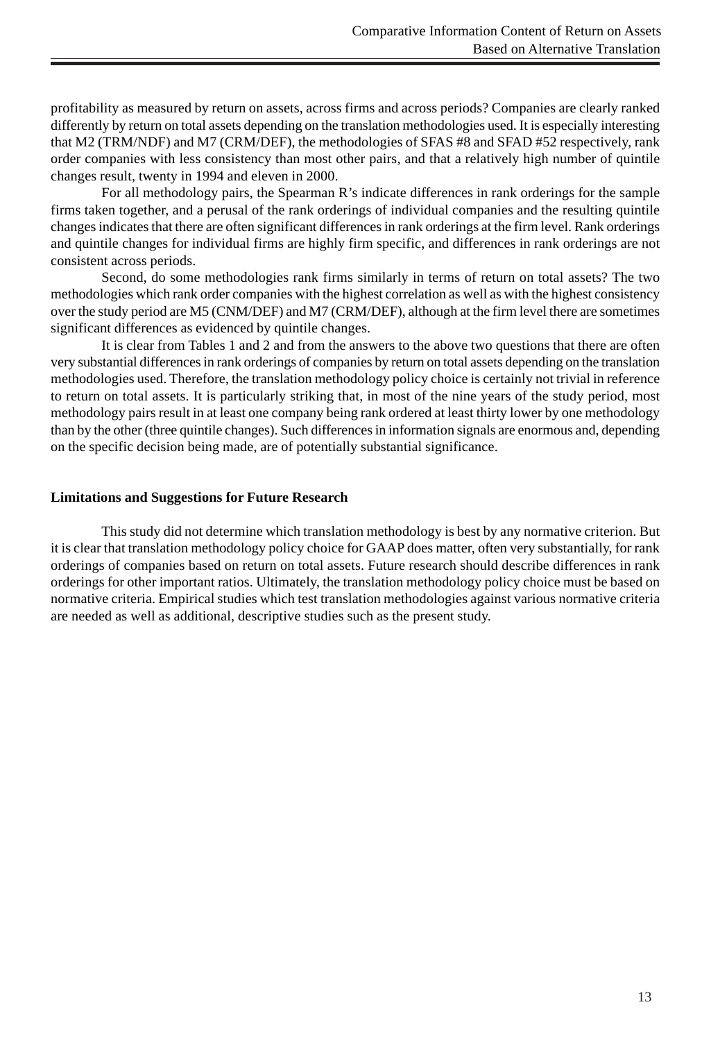profitability as measured by return on assets, across firms and across periods? Companies are clearly ranked differently by return on total assets depending on the translation methodologies used. It is especially interesting that M2 (TRM/NDF) and M7 (CRM/DEF), the methodologies of SFAS #8 and SFAD #52 respectively, rank order companies with less consistency than most other pairs, and that a relatively high number of quintile changes result, twenty in 1994 and eleven in 2000.

For all methodology pairs, the Spearman R's indicate differences in rank orderings for the sample firms taken together, and a perusal of the rank orderings of individual companies and the resulting quintile changes indicates that there are often significant differences in rank orderings at the firm level. Rank orderings and quintile changes for individual firms are highly firm specific, and differences in rank orderings are not consistent across periods.

Second, do some methodologies rank firms similarly in terms of return on total assets? The two methodologies which rank order companies with the highest correlation as well as with the highest consistency over the study period are M5 (CNM/DEF) and M7 (CRM/DEF), although at the firm level there are sometimes significant differences as evidenced by quintile changes.

It is clear from Tables 1 and 2 and from the answers to the above two questions that there are often very substantial differences in rank orderings of companies by return on total assets depending on the translation methodologies used. Therefore, the translation methodology policy choice is certainly not trivial in reference to return on total assets. It is particularly striking that, in most of the nine years of the study period, most methodology pairs result in at least one company being rank ordered at least thirty lower by one methodology than by the other (three quintile changes). Such differences in information signals are enormous and, depending on the specific decision being made, are of potentially substantial significance.

**Limitations and Suggestions for Future Research**

This study did not determine which translation methodology is best by any normative criterion. But it is clear that translation methodology policy choice for GAAP does matter, often very substantially, for rank orderings of companies based on return on total assets. Future research should describe differences in rank orderings for other important ratios. Ultimately, the translation methodology policy choice must be based on normative criteria. Empirical studies which test translation methodologies against various normative criteria are needed as well as additional, descriptive studies such as the present study.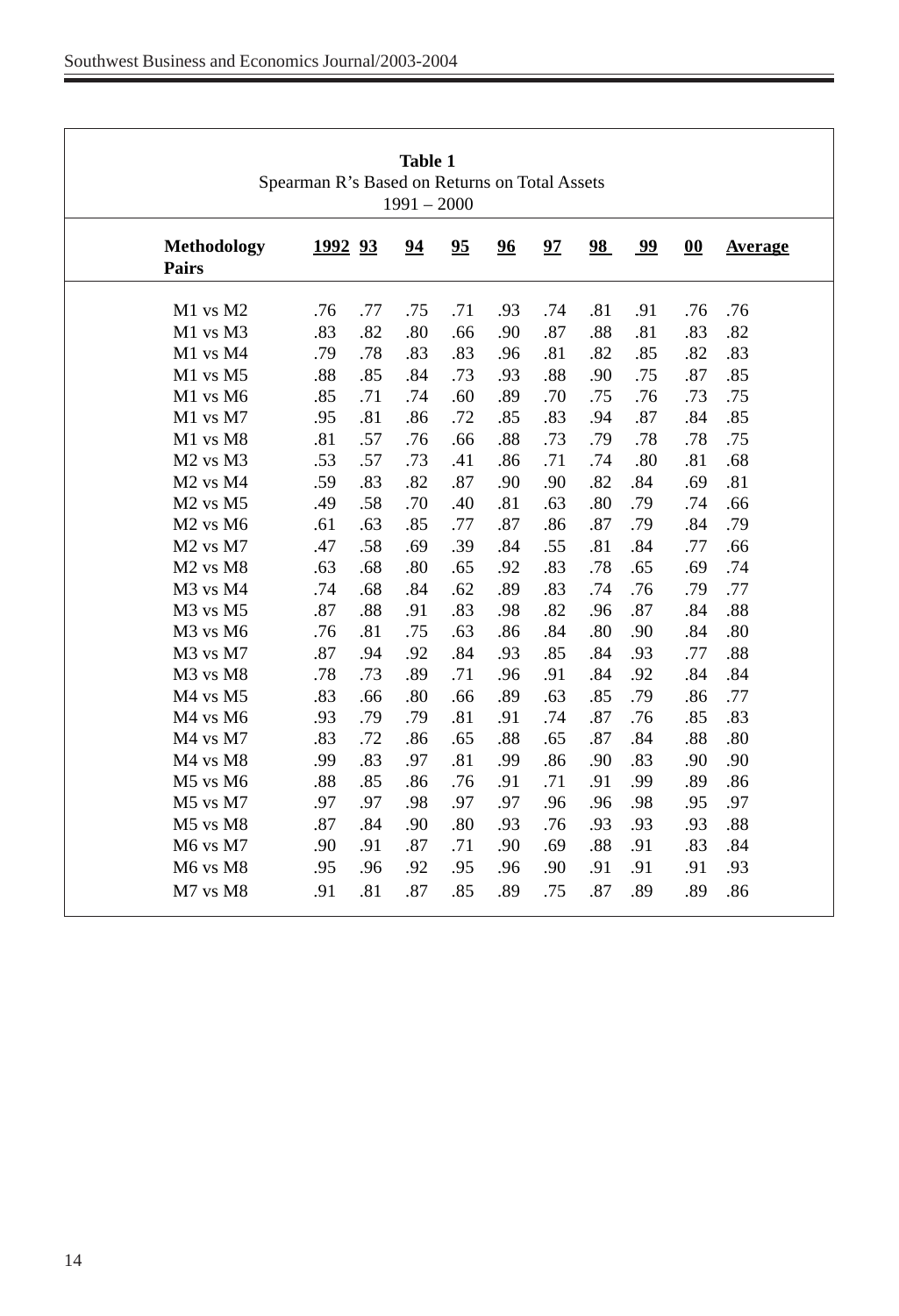**Table 1**
Spearman R's Based on Returns on Total Assets
1991 – 2000

| Methodology Pairs | 1992 | 93 | 94 | 95 | 96 | 97 | 98 | 99 | 00 | Average |
|---|---|---|---|---|---|---|---|---|---|---|
| M1 vs M2 | .76 | .77 | .75 | .71 | .93 | .74 | .81 | .91 | .76 | .76 |
| M1 vs M3 | .83 | .82 | .80 | .66 | .90 | .87 | .88 | .81 | .83 | .82 |
| M1 vs M4 | .79 | .78 | .83 | .83 | .96 | .81 | .82 | .85 | .82 | .83 |
| M1 vs M5 | .88 | .85 | .84 | .73 | .93 | .88 | .90 | .75 | .87 | .85 |
| M1 vs M6 | .85 | .71 | .74 | .60 | .89 | .70 | .75 | .76 | .73 | .75 |
| M1 vs M7 | .95 | .81 | .86 | .72 | .85 | .83 | .94 | .87 | .84 | .85 |
| M1 vs M8 | .81 | .57 | .76 | .66 | .88 | .73 | .79 | .78 | .78 | .75 |
| M2 vs M3 | .53 | .57 | .73 | .41 | .86 | .71 | .74 | .80 | .81 | .68 |
| M2 vs M4 | .59 | .83 | .82 | .87 | .90 | .90 | .82 | .84 | .69 | .81 |
| M2 vs M5 | .49 | .58 | .70 | .40 | .81 | .63 | .80 | .79 | .74 | .66 |
| M2 vs M6 | .61 | .63 | .85 | .77 | .87 | .86 | .87 | .79 | .84 | .79 |
| M2 vs M7 | .47 | .58 | .69 | .39 | .84 | .55 | .81 | .84 | .77 | .66 |
| M2 vs M8 | .63 | .68 | .80 | .65 | .92 | .83 | .78 | .65 | .69 | .74 |
| M3 vs M4 | .74 | .68 | .84 | .62 | .89 | .83 | .74 | .76 | .79 | .77 |
| M3 vs M5 | .87 | .88 | .91 | .83 | .98 | .82 | .96 | .87 | .84 | .88 |
| M3 vs M6 | .76 | .81 | .75 | .63 | .86 | .84 | .80 | .90 | .84 | .80 |
| M3 vs M7 | .87 | .94 | .92 | .84 | .93 | .85 | .84 | .93 | .77 | .88 |
| M3 vs M8 | .78 | .73 | .89 | .71 | .96 | .91 | .84 | .92 | .84 | .84 |
| M4 vs M5 | .83 | .66 | .80 | .66 | .89 | .63 | .85 | .79 | .86 | .77 |
| M4 vs M6 | .93 | .79 | .79 | .81 | .91 | .74 | .87 | .76 | .85 | .83 |
| M4 vs M7 | .83 | .72 | .86 | .65 | .88 | .65 | .87 | .84 | .88 | .80 |
| M4 vs M8 | .99 | .83 | .97 | .81 | .99 | .86 | .90 | .83 | .90 | .90 |
| M5 vs M6 | .88 | .85 | .86 | .76 | .91 | .71 | .91 | .99 | .89 | .86 |
| M5 vs M7 | .97 | .97 | .98 | .97 | .97 | .96 | .96 | .98 | .95 | .97 |
| M5 vs M8 | .87 | .84 | .90 | .80 | .93 | .76 | .93 | .93 | .93 | .88 |
| M6 vs M7 | .90 | .91 | .87 | .71 | .90 | .69 | .88 | .91 | .83 | .84 |
| M6 vs M8 | .95 | .96 | .92 | .95 | .96 | .90 | .91 | .91 | .91 | .93 |
| M7 vs M8 | .91 | .81 | .87 | .85 | .89 | .75 | .87 | .89 | .89 | .86 |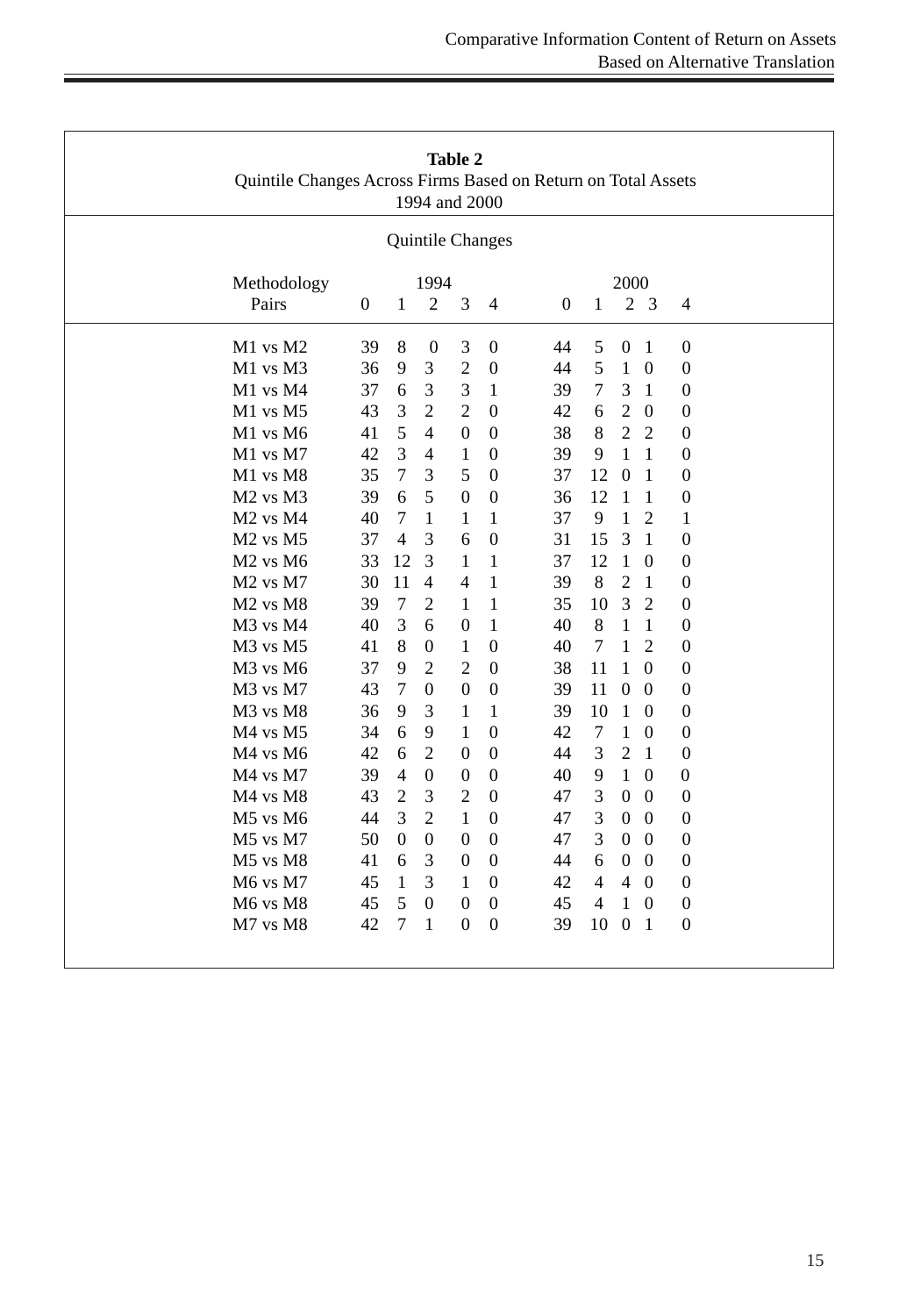**Table 2**
Quintile Changes Across Firms Based on Return on Total Assets
1994 and 2000

| | Quintile Changes | | | | | | | | | |
|---|---|---|---|---|---|---|---|---|---|---|
| Methodology | 1994 | | | | | 2000 | | | | |
| Pairs | 0 | 1 | 2 | 3 | 4 | 0 | 1 | 2 | 3 | 4 |
| M1 vs M2 | 39 | 8 | 0 | 3 | 0 | 44 | 5 | 0 | 1 | 0 |
| M1 vs M3 | 36 | 9 | 3 | 2 | 0 | 44 | 5 | 1 | 0 | 0 |
| M1 vs M4 | 37 | 6 | 3 | 3 | 1 | 39 | 7 | 3 | 1 | 0 |
| M1 vs M5 | 43 | 3 | 2 | 2 | 0 | 42 | 6 | 2 | 0 | 0 |
| M1 vs M6 | 41 | 5 | 4 | 0 | 0 | 38 | 8 | 2 | 2 | 0 |
| M1 vs M7 | 42 | 3 | 4 | 1 | 0 | 39 | 9 | 1 | 1 | 0 |
| M1 vs M8 | 35 | 7 | 3 | 5 | 0 | 37 | 12 | 0 | 1 | 0 |
| M2 vs M3 | 39 | 6 | 5 | 0 | 0 | 36 | 12 | 1 | 1 | 0 |
| M2 vs M4 | 40 | 7 | 1 | 1 | 1 | 37 | 9 | 1 | 2 | 1 |
| M2 vs M5 | 37 | 4 | 3 | 6 | 0 | 31 | 15 | 3 | 1 | 0 |
| M2 vs M6 | 33 | 12 | 3 | 1 | 1 | 37 | 12 | 1 | 0 | 0 |
| M2 vs M7 | 30 | 11 | 4 | 4 | 1 | 39 | 8 | 2 | 1 | 0 |
| M2 vs M8 | 39 | 7 | 2 | 1 | 1 | 35 | 10 | 3 | 2 | 0 |
| M3 vs M4 | 40 | 3 | 6 | 0 | 1 | 40 | 8 | 1 | 1 | 0 |
| M3 vs M5 | 41 | 8 | 0 | 1 | 0 | 40 | 7 | 1 | 2 | 0 |
| M3 vs M6 | 37 | 9 | 2 | 2 | 0 | 38 | 11 | 1 | 0 | 0 |
| M3 vs M7 | 43 | 7 | 0 | 0 | 0 | 39 | 11 | 0 | 0 | 0 |
| M3 vs M8 | 36 | 9 | 3 | 1 | 1 | 39 | 10 | 1 | 0 | 0 |
| M4 vs M5 | 34 | 6 | 9 | 1 | 0 | 42 | 7 | 1 | 0 | 0 |
| M4 vs M6 | 42 | 6 | 2 | 0 | 0 | 44 | 3 | 2 | 1 | 0 |
| M4 vs M7 | 39 | 4 | 0 | 0 | 0 | 40 | 9 | 1 | 0 | 0 |
| M4 vs M8 | 43 | 2 | 3 | 2 | 0 | 47 | 3 | 0 | 0 | 0 |
| M5 vs M6 | 44 | 3 | 2 | 1 | 0 | 47 | 3 | 0 | 0 | 0 |
| M5 vs M7 | 50 | 0 | 0 | 0 | 0 | 47 | 3 | 0 | 0 | 0 |
| M5 vs M8 | 41 | 6 | 3 | 0 | 0 | 44 | 6 | 0 | 0 | 0 |
| M6 vs M7 | 45 | 1 | 3 | 1 | 0 | 42 | 4 | 4 | 0 | 0 |
| M6 vs M8 | 45 | 5 | 0 | 0 | 0 | 45 | 4 | 1 | 0 | 0 |
| M7 vs M8 | 42 | 7 | 1 | 0 | 0 | 39 | 10 | 0 | 1 | 0 |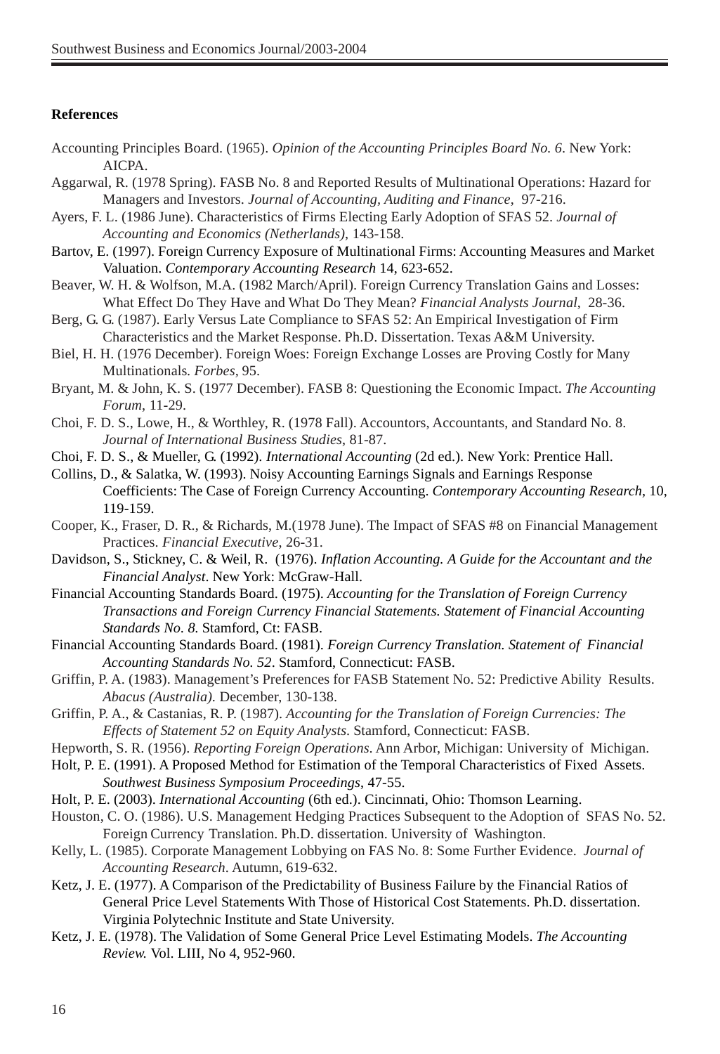**References**

Accounting Principles Board. (1965). *Opinion of the Accounting Principles Board No. 6*. New York: AICPA.

Aggarwal, R. (1978 Spring). FASB No. 8 and Reported Results of Multinational Operations: Hazard for Managers and Investors. *Journal of Accounting, Auditing and Finance*, 97-216.

Ayers, F. L. (1986 June). Characteristics of Firms Electing Early Adoption of SFAS 52. *Journal of Accounting and Economics (Netherlands)*, 143-158.

Bartov, E. (1997). Foreign Currency Exposure of Multinational Firms: Accounting Measures and Market Valuation. *Contemporary Accounting Research* 14, 623-652.

Beaver, W. H. & Wolfson, M.A. (1982 March/April). Foreign Currency Translation Gains and Losses: What Effect Do They Have and What Do They Mean? *Financial Analysts Journal*, 28-36.

Berg, G. G. (1987). Early Versus Late Compliance to SFAS 52: An Empirical Investigation of Firm Characteristics and the Market Response. Ph.D. Dissertation. Texas A&M University.

Biel, H. H. (1976 December). Foreign Woes: Foreign Exchange Losses are Proving Costly for Many Multinationals. *Forbes*, 95.

Bryant, M. & John, K. S. (1977 December). FASB 8: Questioning the Economic Impact. *The Accounting Forum*, 11-29.

Choi, F. D. S., Lowe, H., & Worthley, R. (1978 Fall). Accountors, Accountants, and Standard No. 8. *Journal of International Business Studies*, 81-87.

Choi, F. D. S., & Mueller, G. (1992). *International Accounting* (2d ed.). New York: Prentice Hall.

Collins, D., & Salatka, W. (1993). Noisy Accounting Earnings Signals and Earnings Response Coefficients: The Case of Foreign Currency Accounting. *Contemporary Accounting Research*, 10, 119-159.

Cooper, K., Fraser, D. R., & Richards, M.(1978 June). The Impact of SFAS #8 on Financial Management Practices. *Financial Executive*, 26-31.

Davidson, S., Stickney, C. & Weil, R. (1976). *Inflation Accounting. A Guide for the Accountant and the Financial Analyst*. New York: McGraw-Hall.

Financial Accounting Standards Board. (1975). *Accounting for the Translation of Foreign Currency Transactions and Foreign Currency Financial Statements. Statement of Financial Accounting Standards No. 8.* Stamford, Ct: FASB.

Financial Accounting Standards Board. (1981). *Foreign Currency Translation. Statement of Financial Accounting Standards No. 52*. Stamford, Connecticut: FASB.

Griffin, P. A. (1983). Management's Preferences for FASB Statement No. 52: Predictive Ability Results. *Abacus (Australia).* December, 130-138.

Griffin, P. A., & Castanias, R. P. (1987). *Accounting for the Translation of Foreign Currencies: The Effects of Statement 52 on Equity Analysts*. Stamford, Connecticut: FASB.

Hepworth, S. R. (1956). *Reporting Foreign Operations*. Ann Arbor, Michigan: University of Michigan.

Holt, P. E. (1991). A Proposed Method for Estimation of the Temporal Characteristics of Fixed Assets. *Southwest Business Symposium Proceedings*, 47-55.

Holt, P. E. (2003). *International Accounting* (6th ed.). Cincinnati, Ohio: Thomson Learning.

Houston, C. O. (1986). U.S. Management Hedging Practices Subsequent to the Adoption of SFAS No. 52. Foreign Currency Translation. Ph.D. dissertation. University of Washington.

Kelly, L. (1985). Corporate Management Lobbying on FAS No. 8: Some Further Evidence. *Journal of Accounting Research*. Autumn, 619-632.

Ketz, J. E. (1977). A Comparison of the Predictability of Business Failure by the Financial Ratios of General Price Level Statements With Those of Historical Cost Statements. Ph.D. dissertation. Virginia Polytechnic Institute and State University.

Ketz, J. E. (1978). The Validation of Some General Price Level Estimating Models. *The Accounting Review.* Vol. LIII, No 4, 952-960.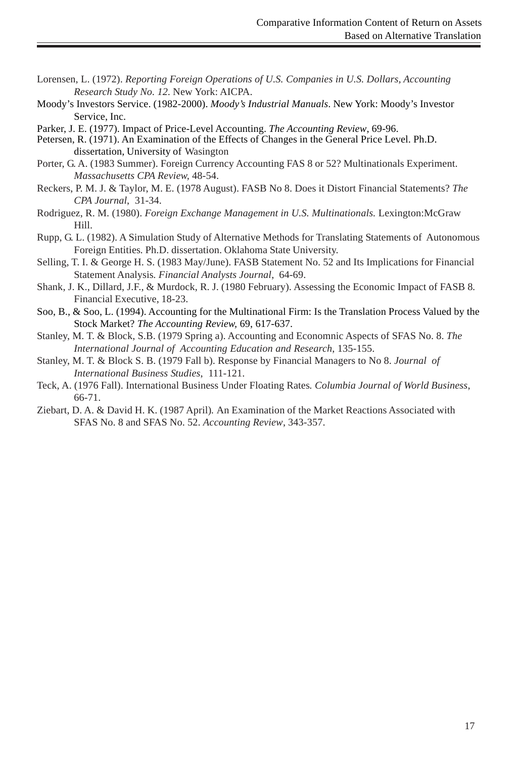Lorensen, L. (1972). *Reporting Foreign Operations of U.S. Companies in U.S. Dollars, Accounting Research Study No. 12*. New York: AICPA.

Moody's Investors Service. (1982-2000). *Moody's Industrial Manuals*. New York: Moody's Investor Service, Inc.

Parker, J. E. (1977). Impact of Price-Level Accounting. *The Accounting Review*, 69-96.

Petersen, R. (1971). An Examination of the Effects of Changes in the General Price Level. Ph.D. dissertation, University of Wasington

Porter, G. A. (1983 Summer). Foreign Currency Accounting FAS 8 or 52? Multinationals Experiment. *Massachusetts CPA Review*, 48-54.

Reckers, P. M. J. & Taylor, M. E. (1978 August). FASB No 8. Does it Distort Financial Statements? *The CPA Journal*, 31-34.

Rodriguez, R. M. (1980). *Foreign Exchange Management in U.S. Multinationals.* Lexington:McGraw Hill.

Rupp, G. L. (1982). A Simulation Study of Alternative Methods for Translating Statements of Autonomous Foreign Entities. Ph.D. dissertation. Oklahoma State University.

Selling, T. I. & George H. S. (1983 May/June). FASB Statement No. 52 and Its Implications for Financial Statement Analysis. *Financial Analysts Journal*, 64-69.

Shank, J. K., Dillard, J.F., & Murdock, R. J. (1980 February). Assessing the Economic Impact of FASB 8. Financial Executive, 18-23.

Soo, B., & Soo, L. (1994). Accounting for the Multinational Firm: Is the Translation Process Valued by the Stock Market? *The Accounting Review*, 69, 617-637.

Stanley, M. T. & Block, S.B. (1979 Spring a). Accounting and Economnic Aspects of SFAS No. 8. *The International Journal of Accounting Education and Research*, 135-155.

Stanley, M. T. & Block S. B. (1979 Fall b). Response by Financial Managers to No 8. *Journal of International Business Studies*, 111-121.

Teck, A. (1976 Fall). International Business Under Floating Rates. *Columbia Journal of World Business*, 66-71.

Ziebart, D. A. & David H. K. (1987 April). An Examination of the Market Reactions Associated with SFAS No. 8 and SFAS No. 52. *Accounting Review*, 343-357.